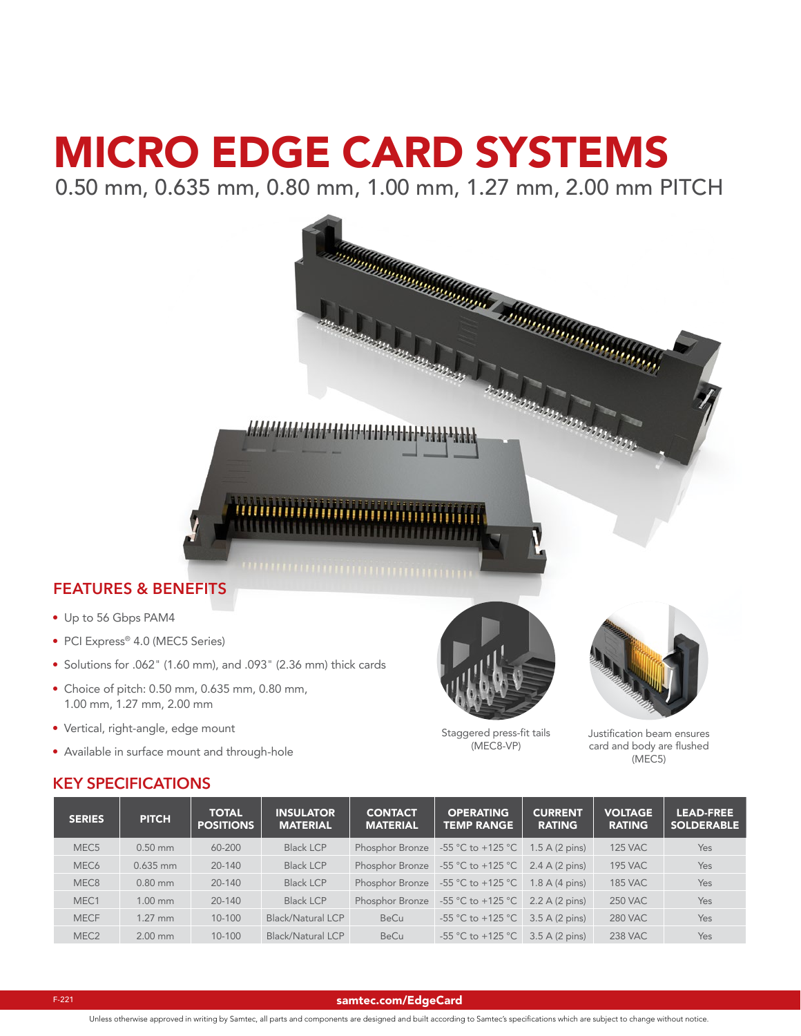# MICRO EDGE CARD SYSTEMS

0.50 mm, 0.635 mm, 0.80 mm, 1.00 mm, 1.27 mm, 2.00 mm PITCH

## FEATURES & BENEFITS

- Up to 56 Gbps PAM4
- PCI Express® 4.0 (MEC5 Series)
- Solutions for .062" (1.60 mm), and .093" (2.36 mm) thick cards
- Choice of pitch: 0.50 mm, 0.635 mm, 0.80 mm, 1.00 mm, 1.27 mm, 2.00 mm
- Vertical, right-angle, edge mount
- Available in surface mount and through-hole

Staggered press-fit tails (MEC8-VP)

Justification beam ensures card and body are flushed (MEC5)

## KEY SPECIFICATIONS

| SERIES | PITCH | TOTAL POSITIONS | INSULATOR MATERIAL | CONTACT MATERIAL | OPERATING TEMP RANGE | CURRENT RATING | VOLTAGE RATING | LEAD-FREE SOLDERABLE |
|---|---|---|---|---|---|---|---|---|
| MEC5 | 0.50 mm | 60-200 | Black LCP | Phosphor Bronze | -55 °C to +125 °C | 1.5 A (2 pins) | 125 VAC | Yes |
| MEC6 | 0.635 mm | 20-140 | Black LCP | Phosphor Bronze | -55 °C to +125 °C | 2.4 A (2 pins) | 195 VAC | Yes |
| MEC8 | 0.80 mm | 20-140 | Black LCP | Phosphor Bronze | -55 °C to +125 °C | 1.8 A (4 pins) | 185 VAC | Yes |
| MEC1 | 1.00 mm | 20-140 | Black LCP | Phosphor Bronze | -55 °C to +125 °C | 2.2 A (2 pins) | 250 VAC | Yes |
| MECF | 1.27 mm | 10-100 | Black/Natural LCP | BeCu | -55 °C to +125 °C | 3.5 A (2 pins) | 280 VAC | Yes |
| MEC2 | 2.00 mm | 10-100 | Black/Natural LCP | BeCu | -55 °C to +125 °C | 3.5 A (2 pins) | 238 VAC | Yes |

samtec.com/EdgeCard

Unless otherwise approved in writing by Samtec, all parts and components are designed and built according to Samtec's specifications which are subject to change without notice.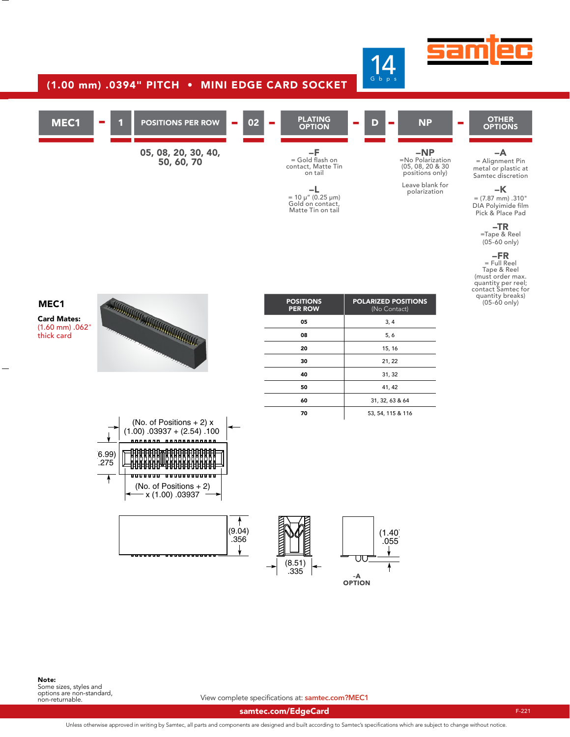14 Gbps

## (1.00 mm) .0394" PITCH • MINI EDGE CARD SOCKET

| MEC1 | - | 1 | - | POSITIONS PER ROW | - | 02 | - | PLATING OPTION | - | D | - | NP | - | OTHER OPTIONS |
|---|---|---|---|---|---|---|---|---|---|---|---|---|---|---|
| | | | | 05, 08, 20, 30, 40, 50, 60, 70 | | | | –F = Gold flash on contact, Matte Tin on tail<br>–L = 10 µ" (0.25 µm) Gold on contact, Matte Tin on tail | | | | –NP =No Polarization (05, 08, 20 & 30 positions only)<br>Leave blank for polarization | | –A = Alignment Pin metal or plastic at Samtec discretion<br>–K = (7.87 mm) .310" DIA Polyimide film Pick & Place Pad<br>–TR =Tape & Reel (05-60 only)<br>–FR = Full Reel Tape & Reel (must order max. quantity per reel; contact Samtec for quantity breaks) (05-60 only) |

### MEC1

**Card Mates:**
(1.60 mm) .062" thick card

| POSITIONS PER ROW | POLARIZED POSITIONS (No Contact) |
|---|---|
| 05 | 3, 4 |
| 08 | 5, 6 |
| 20 | 15, 16 |
| 30 | 21, 22 |
| 40 | 31, 32 |
| 50 | 41, 42 |
| 60 | 31, 32, 63 & 64 |
| 70 | 53, 54, 115 & 116 |

(No. of Positions + 2) x (1.00) .03937 + (2.54) .100

(6.99) .275

(No. of Positions + 2) x (1.00) .03937

(9.04) .356

(8.51) .335

(1.40) .055

–A OPTION

**Note:**
Some sizes, styles and options are non-standard, non-returnable.

View complete specifications at: samtec.com?MEC1

samtec.com/EdgeCard

Unless otherwise approved in writing by Samtec, all parts and components are designed and built according to Samtec's specifications which are subject to change without notice.